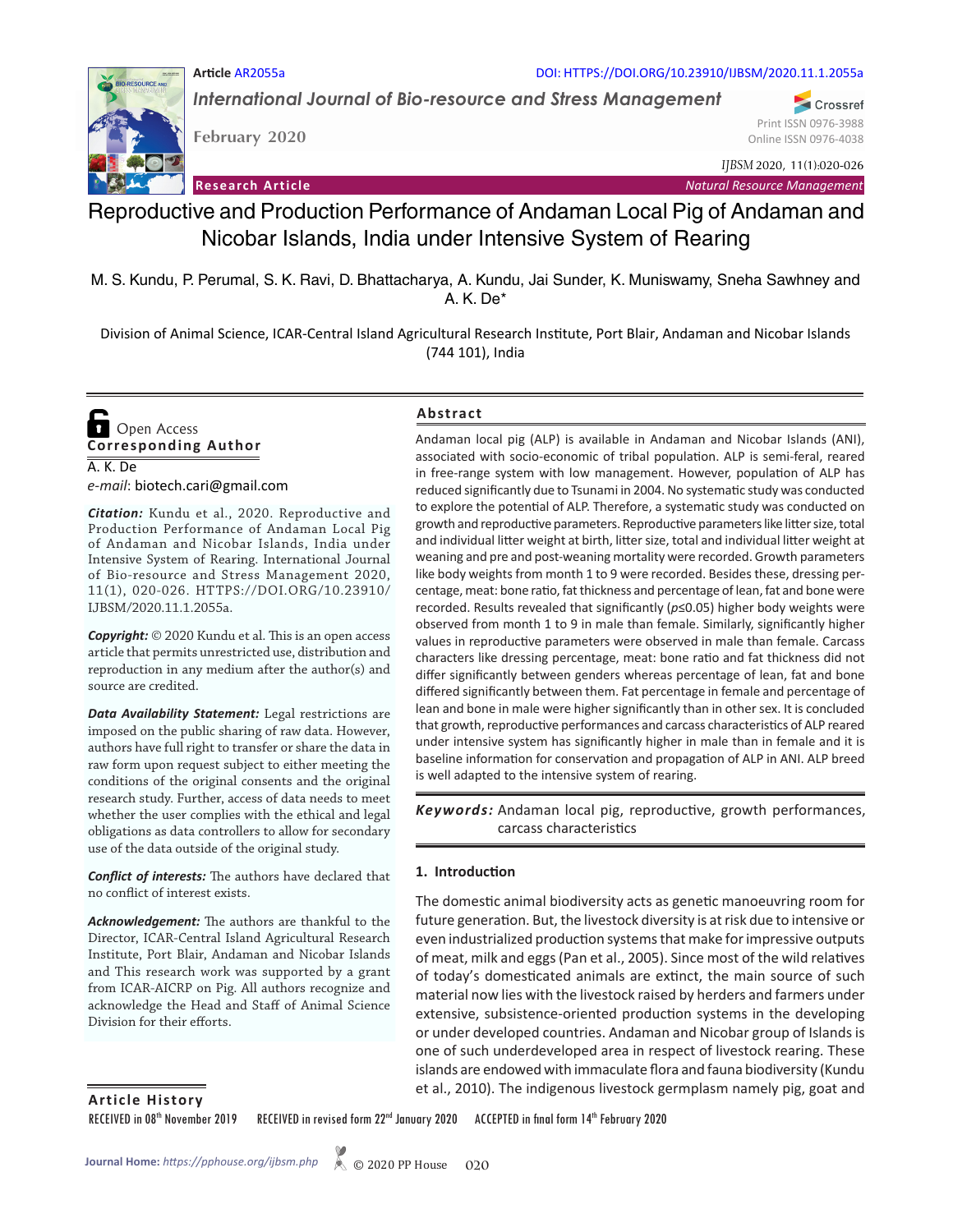Article AR2055a

DOI: HTTPS://DOI.ORG/10.23910/IJBSM/2020.11.1.2055a

*International Journal of Bio-resource and Stress Management*

February 2020

Print ISSN 0976-3988
Online ISSN 0976-4038

*IJBSM* 2020, 11(1):020-026

**Research Article** — *Natural Resource Management*

# Reproductive and Production Performance of Andaman Local Pig of Andaman and Nicobar Islands, India under Intensive System of Rearing

M. S. Kundu, P. Perumal, S. K. Ravi, D. Bhattacharya, A. Kundu, Jai Sunder, K. Muniswamy, Sneha Sawhney and A. K. De*

Division of Animal Science, ICAR-Central Island Agricultural Research Institute, Port Blair, Andaman and Nicobar Islands (744 101), India

Open Access

**Corresponding Author**

A. K. De

*e-mail*: biotech.cari@gmail.com

***Citation:*** Kundu et al., 2020. Reproductive and Production Performance of Andaman Local Pig of Andaman and Nicobar Islands, India under Intensive System of Rearing. International Journal of Bio-resource and Stress Management 2020, 11(1), 020-026. HTTPS://DOI.ORG/10.23910/IJBSM/2020.11.1.2055a.

***Copyright:*** © 2020 Kundu et al. This is an open access article that permits unrestricted use, distribution and reproduction in any medium after the author(s) and source are credited.

***Data Availability Statement:*** Legal restrictions are imposed on the public sharing of raw data. However, authors have full right to transfer or share the data in raw form upon request subject to either meeting the conditions of the original consents and the original research study. Further, access of data needs to meet whether the user complies with the ethical and legal obligations as data controllers to allow for secondary use of the data outside of the original study.

***Conflict of interests:*** The authors have declared that no conflict of interest exists.

***Acknowledgement:*** The authors are thankful to the Director, ICAR-Central Island Agricultural Research Institute, Port Blair, Andaman and Nicobar Islands and This research work was supported by a grant from ICAR-AICRP on Pig. All authors recognize and acknowledge the Head and Staff of Animal Science Division for their efforts.

## Abstract

Andaman local pig (ALP) is available in Andaman and Nicobar Islands (ANI), associated with socio-economic of tribal population. ALP is semi-feral, reared in free-range system with low management. However, population of ALP has reduced significantly due to Tsunami in 2004. No systematic study was conducted to explore the potential of ALP. Therefore, a systematic study was conducted on growth and reproductive parameters. Reproductive parameters like litter size, total and individual litter weight at birth, litter size, total and individual litter weight at weaning and pre and post-weaning mortality were recorded. Growth parameters like body weights from month 1 to 9 were recorded. Besides these, dressing percentage, meat: bone ratio, fat thickness and percentage of lean, fat and bone were recorded. Results revealed that significantly ($p \le 0.05$) higher body weights were observed from month 1 to 9 in male than female. Similarly, significantly higher values in reproductive parameters were observed in male than female. Carcass characters like dressing percentage, meat: bone ratio and fat thickness did not differ significantly between genders whereas percentage of lean, fat and bone differed significantly between them. Fat percentage in female and percentage of lean and bone in male were higher significantly than in other sex. It is concluded that growth, reproductive performances and carcass characteristics of ALP reared under intensive system has significantly higher in male than in female and it is baseline information for conservation and propagation of ALP in ANI. ALP breed is well adapted to the intensive system of rearing.

***Keywords:*** Andaman local pig, reproductive, growth performances, carcass characteristics

## 1. Introduction

The domestic animal biodiversity acts as genetic manoeuvring room for future generation. But, the livestock diversity is at risk due to intensive or even industrialized production systems that make for impressive outputs of meat, milk and eggs (Pan et al., 2005). Since most of the wild relatives of today's domesticated animals are extinct, the main source of such material now lies with the livestock raised by herders and farmers under extensive, subsistence-oriented production systems in the developing or under developed countries. Andaman and Nicobar group of Islands is one of such underdeveloped area in respect of livestock rearing. These islands are endowed with immaculate flora and fauna biodiversity (Kundu et al., 2010). The indigenous livestock germplasm namely pig, goat and

**Article History**

RECEIVED in 08th November 2019 RECEIVED in revised form 22nd January 2020 ACCEPTED in final form 14th February 2020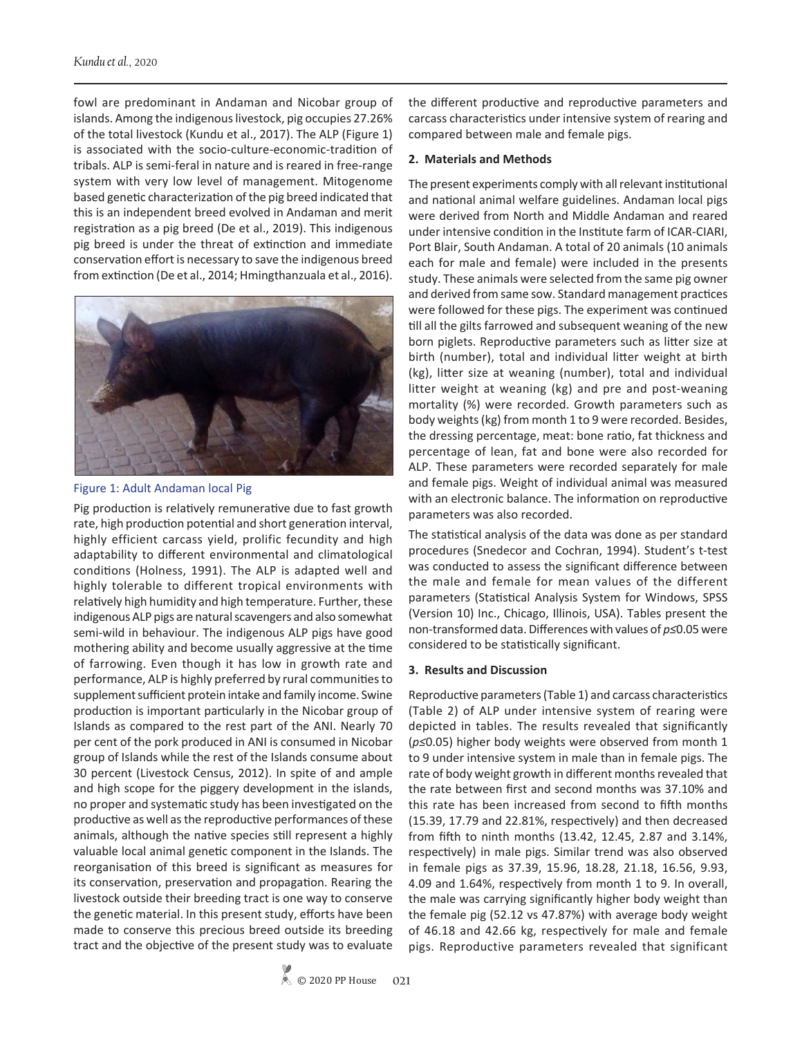fowl are predominant in Andaman and Nicobar group of islands. Among the indigenous livestock, pig occupies 27.26% of the total livestock (Kundu et al., 2017). The ALP (Figure 1) is associated with the socio-culture-economic-tradition of tribals. ALP is semi-feral in nature and is reared in free-range system with very low level of management. Mitogenome based genetic characterization of the pig breed indicated that this is an independent breed evolved in Andaman and merit registration as a pig breed (De et al., 2019). This indigenous pig breed is under the threat of extinction and immediate conservation effort is necessary to save the indigenous breed from extinction (De et al., 2014; Hmingthanzuala et al., 2016).

Figure 1: Adult Andaman local Pig

Pig production is relatively remunerative due to fast growth rate, high production potential and short generation interval, highly efficient carcass yield, prolific fecundity and high adaptability to different environmental and climatological conditions (Holness, 1991). The ALP is adapted well and highly tolerable to different tropical environments with relatively high humidity and high temperature. Further, these indigenous ALP pigs are natural scavengers and also somewhat semi-wild in behaviour. The indigenous ALP pigs have good mothering ability and become usually aggressive at the time of farrowing. Even though it has low in growth rate and performance, ALP is highly preferred by rural communities to supplement sufficient protein intake and family income. Swine production is important particularly in the Nicobar group of Islands as compared to the rest part of the ANI. Nearly 70 per cent of the pork produced in ANI is consumed in Nicobar group of Islands while the rest of the Islands consume about 30 percent (Livestock Census, 2012). In spite of and ample and high scope for the piggery development in the islands, no proper and systematic study has been investigated on the productive as well as the reproductive performances of these animals, although the native species still represent a highly valuable local animal genetic component in the Islands. The reorganisation of this breed is significant as measures for its conservation, preservation and propagation. Rearing the livestock outside their breeding tract is one way to conserve the genetic material. In this present study, efforts have been made to conserve this precious breed outside its breeding tract and the objective of the present study was to evaluate the different productive and reproductive parameters and carcass characteristics under intensive system of rearing and compared between male and female pigs.

## 2. Materials and Methods

The present experiments comply with all relevant institutional and national animal welfare guidelines. Andaman local pigs were derived from North and Middle Andaman and reared under intensive condition in the Institute farm of ICAR-CIARI, Port Blair, South Andaman. A total of 20 animals (10 animals each for male and female) were included in the presents study. These animals were selected from the same pig owner and derived from same sow. Standard management practices were followed for these pigs. The experiment was continued till all the gilts farrowed and subsequent weaning of the new born piglets. Reproductive parameters such as litter size at birth (number), total and individual litter weight at birth (kg), litter size at weaning (number), total and individual litter weight at weaning (kg) and pre and post-weaning mortality (%) were recorded. Growth parameters such as body weights (kg) from month 1 to 9 were recorded. Besides, the dressing percentage, meat: bone ratio, fat thickness and percentage of lean, fat and bone were also recorded for ALP. These parameters were recorded separately for male and female pigs. Weight of individual animal was measured with an electronic balance. The information on reproductive parameters was also recorded.

The statistical analysis of the data was done as per standard procedures (Snedecor and Cochran, 1994). Student's t-test was conducted to assess the significant difference between the male and female for mean values of the different parameters (Statistical Analysis System for Windows, SPSS (Version 10) Inc., Chicago, Illinois, USA). Tables present the non-transformed data. Differences with values of $p \leq 0.05$ were considered to be statistically significant.

## 3. Results and Discussion

Reproductive parameters (Table 1) and carcass characteristics (Table 2) of ALP under intensive system of rearing were depicted in tables. The results revealed that significantly ($p \leq 0.05$) higher body weights were observed from month 1 to 9 under intensive system in male than in female pigs. The rate of body weight growth in different months revealed that the rate between first and second months was 37.10% and this rate has been increased from second to fifth months (15.39, 17.79 and 22.81%, respectively) and then decreased from fifth to ninth months (13.42, 12.45, 2.87 and 3.14%, respectively) in male pigs. Similar trend was also observed in female pigs as 37.39, 15.96, 18.28, 21.18, 16.56, 9.93, 4.09 and 1.64%, respectively from month 1 to 9. In overall, the male was carrying significantly higher body weight than the female pig (52.12 vs 47.87%) with average body weight of 46.18 and 42.66 kg, respectively for male and female pigs. Reproductive parameters revealed that significant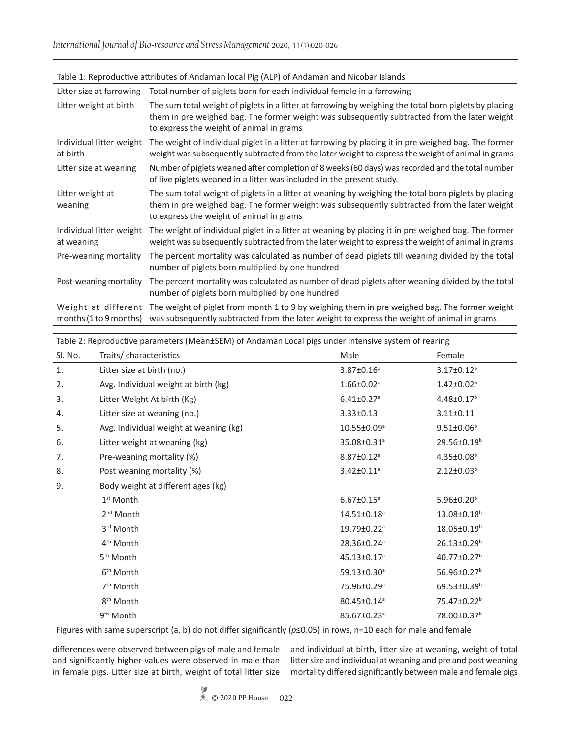Table 1: Reproductive attributes of Andaman local Pig (ALP) of Andaman and Nicobar Islands

| | |
|---|---|
| Litter size at farrowing | Total number of piglets born for each individual female in a farrowing |
| Litter weight at birth | The sum total weight of piglets in a litter at farrowing by weighing the total born piglets by placing them in pre weighed bag. The former weight was subsequently subtracted from the later weight to express the weight of animal in grams |
| Individual litter weight at birth | The weight of individual piglet in a litter at farrowing by placing it in pre weighed bag. The former weight was subsequently subtracted from the later weight to express the weight of animal in grams |
| Litter size at weaning | Number of piglets weaned after completion of 8 weeks (60 days) was recorded and the total number of live piglets weaned in a litter was included in the present study. |
| Litter weight at weaning | The sum total weight of piglets in a litter at weaning by weighing the total born piglets by placing them in pre weighed bag. The former weight was subsequently subtracted from the later weight to express the weight of animal in grams |
| Individual litter weight at weaning | The weight of individual piglet in a litter at weaning by placing it in pre weighed bag. The former weight was subsequently subtracted from the later weight to express the weight of animal in grams |
| Pre-weaning mortality | The percent mortality was calculated as number of dead piglets till weaning divided by the total number of piglets born multiplied by one hundred |
| Post-weaning mortality | The percent mortality was calculated as number of dead piglets after weaning divided by the total number of piglets born multiplied by one hundred |
| Weight at different months (1 to 9 months) | The weight of piglet from month 1 to 9 by weighing them in pre weighed bag. The former weight was subsequently subtracted from the later weight to express the weight of animal in grams |

Table 2: Reproductive parameters (Mean±SEM) of Andaman Local pigs under intensive system of rearing

| Sl. No. | Traits/ characteristics | Male | Female |
|---|---|---|---|
| 1. | Litter size at birth (no.) | 3.87±0.16[a] | 3.17±0.12[b] |
| 2. | Avg. Individual weight at birth (kg) | 1.66±0.02[a] | 1.42±0.02[b] |
| 3. | Litter Weight At birth (Kg) | 6.41±0.27[a] | 4.48±0.17[b] |
| 4. | Litter size at weaning (no.) | 3.33±0.13 | 3.11±0.11 |
| 5. | Avg. Individual weight at weaning (kg) | 10.55±0.09[a] | 9.51±0.06[b] |
| 6. | Litter weight at weaning (kg) | 35.08±0.31[a] | 29.56±0.19[b] |
| 7. | Pre-weaning mortality (%) | 8.87±0.12[a] | 4.35±0.08[b] |
| 8. | Post weaning mortality (%) | 3.42±0.11[a] | 2.12±0.03[b] |
| 9. | Body weight at different ages (kg) | | |
| | 1[st] Month | 6.67±0.15[a] | 5.96±0.20[b] |
| | 2[nd] Month | 14.51±0.18[a] | 13.08±0.18[b] |
| | 3[rd] Month | 19.79±0.22[a] | 18.05±0.19[b] |
| | 4[th] Month | 28.36±0.24[a] | 26.13±0.29[b] |
| | 5[th] Month | 45.13±0.17[a] | 40.77±0.27[b] |
| | 6[th] Month | 59.13±0.30[a] | 56.96±0.27[b] |
| | 7[th] Month | 75.96±0.29[a] | 69.53±0.39[b] |
| | 8[th] Month | 80.45±0.14[a] | 75.47±0.22[b] |
| | 9[th] Month | 85.67±0.23[a] | 78.00±0.37[b] |

Figures with same superscript (a, b) do not differ significantly ($p \leq 0.05$) in rows, n=10 each for male and female

differences were observed between pigs of male and female and significantly higher values were observed in male than in female pigs. Litter size at birth, weight of total litter size and individual at birth, litter size at weaning, weight of total litter size and individual at weaning and pre and post weaning mortality differed significantly between male and female pigs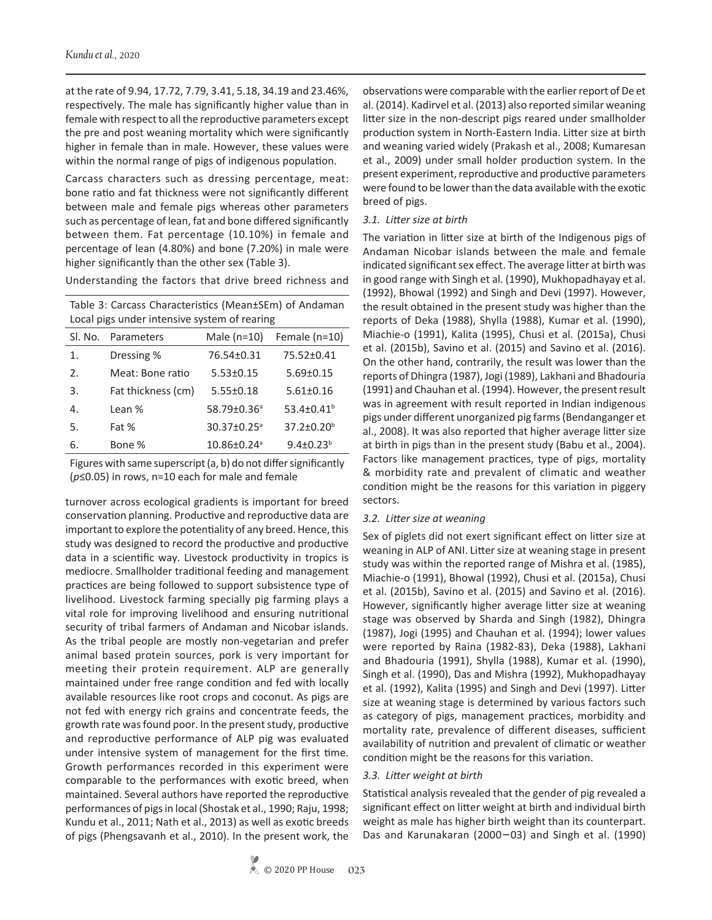at the rate of 9.94, 17.72, 7.79, 3.41, 5.18, 34.19 and 23.46%, respectively. The male has significantly higher value than in female with respect to all the reproductive parameters except the pre and post weaning mortality which were significantly higher in female than in male. However, these values were within the normal range of pigs of indigenous population.

Carcass characters such as dressing percentage, meat: bone ratio and fat thickness were not significantly different between male and female pigs whereas other parameters such as percentage of lean, fat and bone differed significantly between them. Fat percentage (10.10%) in female and percentage of lean (4.80%) and bone (7.20%) in male were higher significantly than the other sex (Table 3).

Understanding the factors that drive breed richness and turnover across ecological gradients is important for breed conservation planning. Productive and reproductive data are important to explore the potentiality of any breed. Hence, this study was designed to record the productive and productive data in a scientific way. Livestock productivity in tropics is mediocre. Smallholder traditional feeding and management practices are being followed to support subsistence type of livelihood. Livestock farming specially pig farming plays a vital role for improving livelihood and ensuring nutritional security of tribal farmers of Andaman and Nicobar islands. As the tribal people are mostly non-vegetarian and prefer animal based protein sources, pork is very important for meeting their protein requirement. ALP are generally maintained under free range condition and fed with locally available resources like root crops and coconut. As pigs are not fed with energy rich grains and concentrate feeds, the growth rate was found poor. In the present study, productive and reproductive performance of ALP pig was evaluated under intensive system of management for the first time. Growth performances recorded in this experiment were comparable to the performances with exotic breed, when maintained. Several authors have reported the reproductive performances of pigs in local (Shostak et al., 1990; Raju, 1998; Kundu et al., 2011; Nath et al., 2013) as well as exotic breeds of pigs (Phengsavanh et al., 2010). In the present work, the observations were comparable with the earlier report of De et al. (2014). Kadirvel et al. (2013) also reported similar weaning litter size in the non-descript pigs reared under smallholder production system in North-Eastern India. Litter size at birth and weaning varied widely (Prakash et al., 2008; Kumaresan et al., 2009) under small holder production system. In the present experiment, reproductive and productive parameters were found to be lower than the data available with the exotic breed of pigs.

Table 3: Carcass Characteristics (Mean±SEm) of Andaman Local pigs under intensive system of rearing

| Sl. No. | Parameters | Male (n=10) | Female (n=10) |
|---|---|---|---|
| 1. | Dressing % | 76.54±0.31 | 75.52±0.41 |
| 2. | Meat: Bone ratio | 5.53±0.15 | 5.69±0.15 |
| 3. | Fat thickness (cm) | 5.55±0.18 | 5.61±0.16 |
| 4. | Lean % | 58.79±0.36[a] | 53.4±0.41[b] |
| 5. | Fat % | 30.37±0.25[a] | 37.2±0.20[b] |
| 6. | Bone % | 10.86±0.24[a] | 9.4±0.23[b] |

Figures with same superscript (a, b) do not differ significantly ($p \leq 0.05$) in rows, n=10 each for male and female

### 3.1. Litter size at birth

The variation in litter size at birth of the Indigenous pigs of Andaman Nicobar islands between the male and female indicated significant sex effect. The average litter at birth was in good range with Singh et al. (1990), Mukhopadhayay et al. (1992), Bhowal (1992) and Singh and Devi (1997). However, the result obtained in the present study was higher than the reports of Deka (1988), Shylla (1988), Kumar et al. (1990), Miachie-o (1991), Kalita (1995), Chusi et al. (2015a), Chusi et al. (2015b), Savino et al. (2015) and Savino et al. (2016). On the other hand, contrarily, the result was lower than the reports of Dhingra (1987), Jogi (1989), Lakhani and Bhadouria (1991) and Chauhan et al. (1994). However, the present result was in agreement with result reported in Indian indigenous pigs under different unorganized pig farms (Bendanganger et al., 2008). It was also reported that higher average litter size at birth in pigs than in the present study (Babu et al., 2004). Factors like management practices, type of pigs, mortality & morbidity rate and prevalent of climatic and weather condition might be the reasons for this variation in piggery sectors.

### 3.2. Litter size at weaning

Sex of piglets did not exert significant effect on litter size at weaning in ALP of ANI. Litter size at weaning stage in present study was within the reported range of Mishra et al. (1985), Miachie-o (1991), Bhowal (1992), Chusi et al. (2015a), Chusi et al. (2015b), Savino et al. (2015) and Savino et al. (2016). However, significantly higher average litter size at weaning stage was observed by Sharda and Singh (1982), Dhingra (1987), Jogi (1995) and Chauhan et al. (1994); lower values were reported by Raina (1982-83), Deka (1988), Lakhani and Bhadouria (1991), Shylla (1988), Kumar et al. (1990), Singh et al. (1990), Das and Mishra (1992), Mukhopadhayay et al. (1992), Kalita (1995) and Singh and Devi (1997). Litter size at weaning stage is determined by various factors such as category of pigs, management practices, morbidity and mortality rate, prevalence of different diseases, sufficient availability of nutrition and prevalent of climatic or weather condition might be the reasons for this variation.

### 3.3. Litter weight at birth

Statistical analysis revealed that the gender of pig revealed a significant effect on litter weight at birth and individual birth weight as male has higher birth weight than its counterpart. Das and Karunakaran (2000–03) and Singh et al. (1990)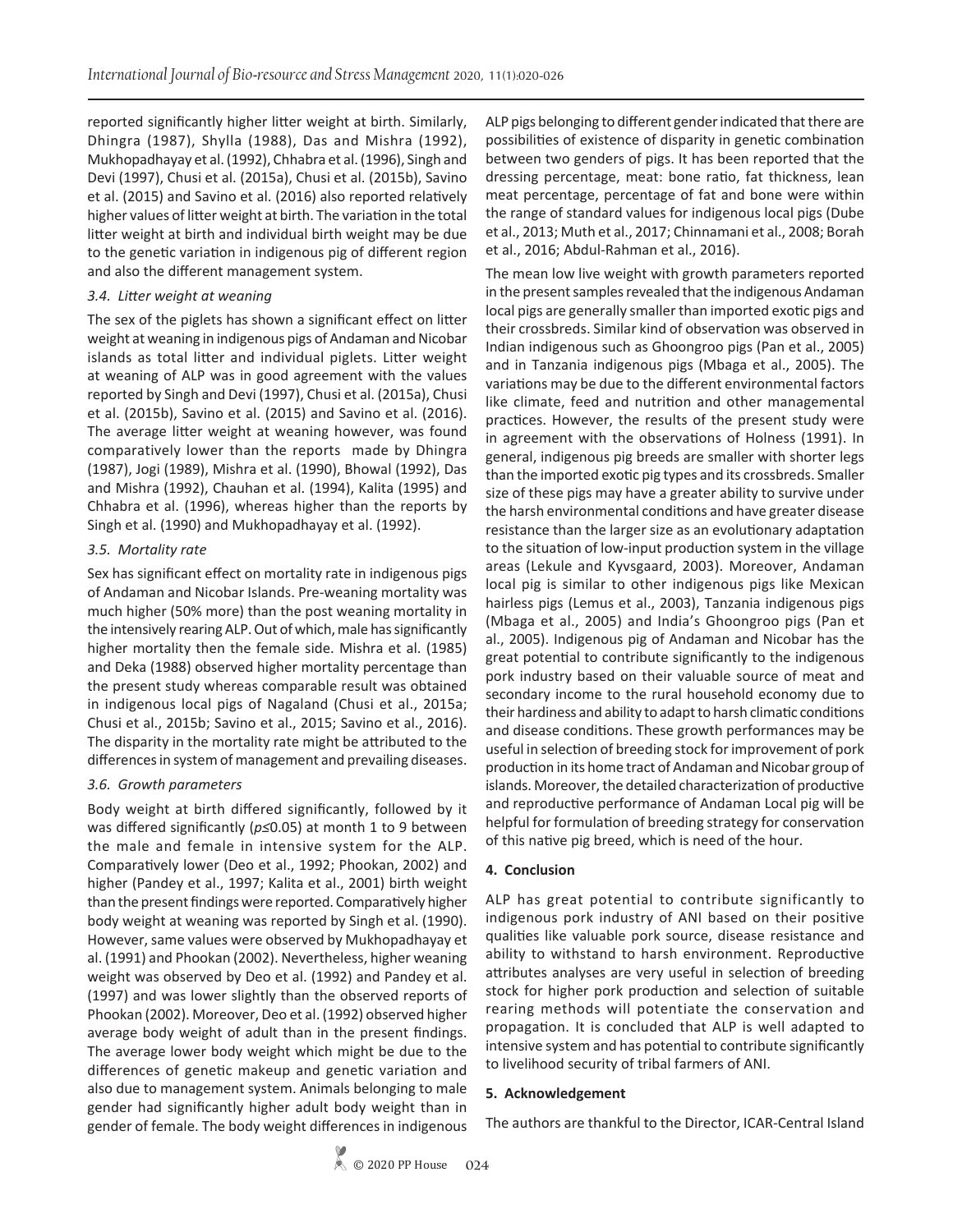reported significantly higher litter weight at birth. Similarly, Dhingra (1987), Shylla (1988), Das and Mishra (1992), Mukhopadhayay et al. (1992), Chhabra et al. (1996), Singh and Devi (1997), Chusi et al. (2015a), Chusi et al. (2015b), Savino et al. (2015) and Savino et al. (2016) also reported relatively higher values of litter weight at birth. The variation in the total litter weight at birth and individual birth weight may be due to the genetic variation in indigenous pig of different region and also the different management system.

### *3.4. Litter weight at weaning*

The sex of the piglets has shown a significant effect on litter weight at weaning in indigenous pigs of Andaman and Nicobar islands as total litter and individual piglets. Litter weight at weaning of ALP was in good agreement with the values reported by Singh and Devi (1997), Chusi et al. (2015a), Chusi et al. (2015b), Savino et al. (2015) and Savino et al. (2016). The average litter weight at weaning however, was found comparatively lower than the reports made by Dhingra (1987), Jogi (1989), Mishra et al. (1990), Bhowal (1992), Das and Mishra (1992), Chauhan et al. (1994), Kalita (1995) and Chhabra et al. (1996), whereas higher than the reports by Singh et al. (1990) and Mukhopadhayay et al. (1992).

### *3.5. Mortality rate*

Sex has significant effect on mortality rate in indigenous pigs of Andaman and Nicobar Islands. Pre-weaning mortality was much higher (50% more) than the post weaning mortality in the intensively rearing ALP. Out of which, male has significantly higher mortality then the female side. Mishra et al. (1985) and Deka (1988) observed higher mortality percentage than the present study whereas comparable result was obtained in indigenous local pigs of Nagaland (Chusi et al., 2015a; Chusi et al., 2015b; Savino et al., 2015; Savino et al., 2016). The disparity in the mortality rate might be attributed to the differences in system of management and prevailing diseases.

### *3.6. Growth parameters*

Body weight at birth differed significantly, followed by it was differed significantly ($p \leq 0.05$) at month 1 to 9 between the male and female in intensive system for the ALP. Comparatively lower (Deo et al., 1992; Phookan, 2002) and higher (Pandey et al., 1997; Kalita et al., 2001) birth weight than the present findings were reported. Comparatively higher body weight at weaning was reported by Singh et al. (1990). However, same values were observed by Mukhopadhayay et al. (1991) and Phookan (2002). Nevertheless, higher weaning weight was observed by Deo et al. (1992) and Pandey et al. (1997) and was lower slightly than the observed reports of Phookan (2002). Moreover, Deo et al. (1992) observed higher average body weight of adult than in the present findings. The average lower body weight which might be due to the differences of genetic makeup and genetic variation and also due to management system. Animals belonging to male gender had significantly higher adult body weight than in gender of female. The body weight differences in indigenous ALP pigs belonging to different gender indicated that there are possibilities of existence of disparity in genetic combination between two genders of pigs. It has been reported that the dressing percentage, meat: bone ratio, fat thickness, lean meat percentage, percentage of fat and bone were within the range of standard values for indigenous local pigs (Dube et al., 2013; Muth et al., 2017; Chinnamani et al., 2008; Borah et al., 2016; Abdul-Rahman et al., 2016).

The mean low live weight with growth parameters reported in the present samples revealed that the indigenous Andaman local pigs are generally smaller than imported exotic pigs and their crossbreds. Similar kind of observation was observed in Indian indigenous such as Ghoongroo pigs (Pan et al., 2005) and in Tanzania indigenous pigs (Mbaga et al., 2005). The variations may be due to the different environmental factors like climate, feed and nutrition and other managemental practices. However, the results of the present study were in agreement with the observations of Holness (1991). In general, indigenous pig breeds are smaller with shorter legs than the imported exotic pig types and its crossbreds. Smaller size of these pigs may have a greater ability to survive under the harsh environmental conditions and have greater disease resistance than the larger size as an evolutionary adaptation to the situation of low-input production system in the village areas (Lekule and Kyvsgaard, 2003). Moreover, Andaman local pig is similar to other indigenous pigs like Mexican hairless pigs (Lemus et al., 2003), Tanzania indigenous pigs (Mbaga et al., 2005) and India's Ghoongroo pigs (Pan et al., 2005). Indigenous pig of Andaman and Nicobar has the great potential to contribute significantly to the indigenous pork industry based on their valuable source of meat and secondary income to the rural household economy due to their hardiness and ability to adapt to harsh climatic conditions and disease conditions. These growth performances may be useful in selection of breeding stock for improvement of pork production in its home tract of Andaman and Nicobar group of islands. Moreover, the detailed characterization of productive and reproductive performance of Andaman Local pig will be helpful for formulation of breeding strategy for conservation of this native pig breed, which is need of the hour.

## 4. Conclusion

ALP has great potential to contribute significantly to indigenous pork industry of ANI based on their positive qualities like valuable pork source, disease resistance and ability to withstand to harsh environment. Reproductive attributes analyses are very useful in selection of breeding stock for higher pork production and selection of suitable rearing methods will potentiate the conservation and propagation. It is concluded that ALP is well adapted to intensive system and has potential to contribute significantly to livelihood security of tribal farmers of ANI.

## 5. Acknowledgement

The authors are thankful to the Director, ICAR-Central Island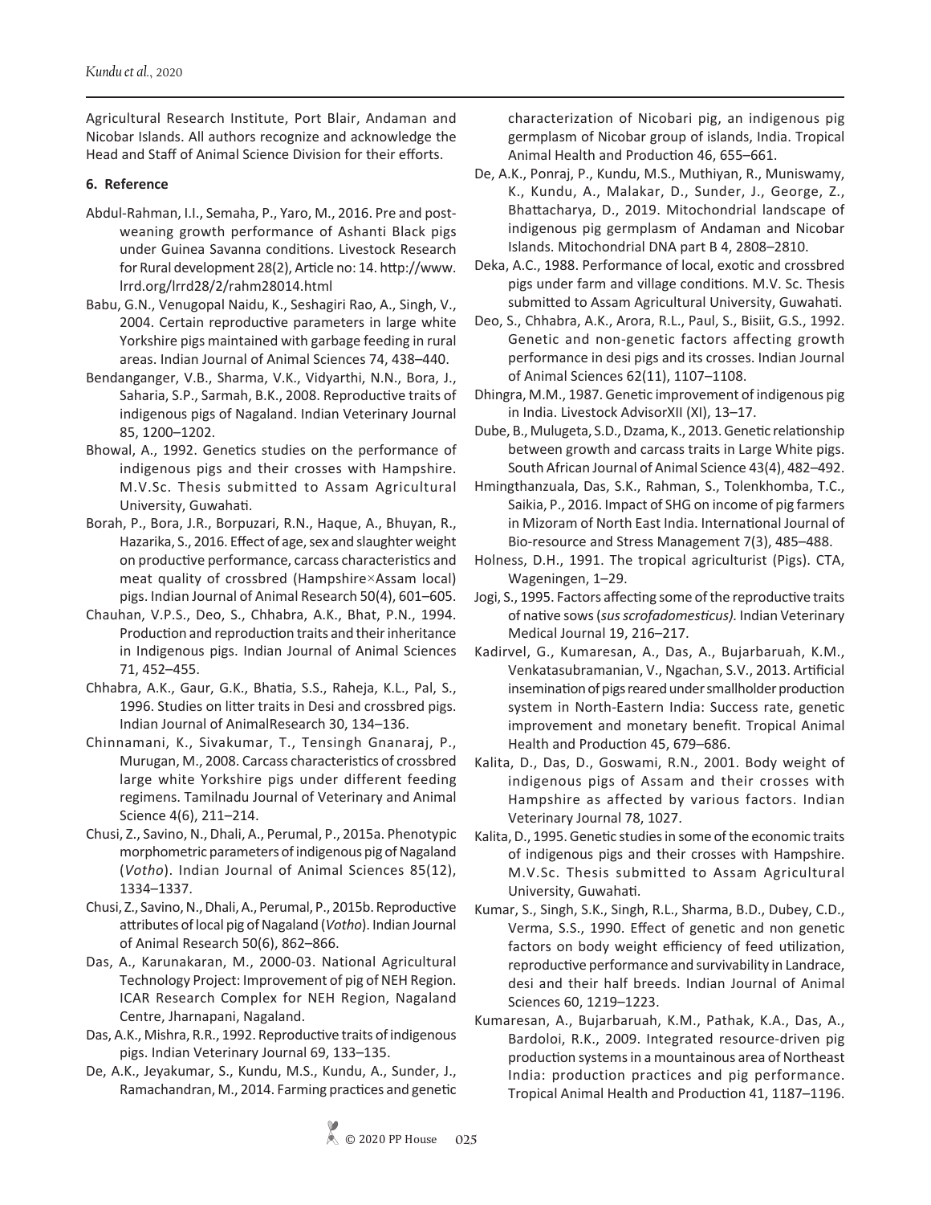Agricultural Research Institute, Port Blair, Andaman and Nicobar Islands. All authors recognize and acknowledge the Head and Staff of Animal Science Division for their efforts.

## 6. Reference

Abdul-Rahman, I.I., Semaha, P., Yaro, M., 2016. Pre and post-weaning growth performance of Ashanti Black pigs under Guinea Savanna conditions. Livestock Research for Rural development 28(2), Article no: 14. http://www.lrrd.org/lrrd28/2/rahm28014.html

Babu, G.N., Venugopal Naidu, K., Seshagiri Rao, A., Singh, V., 2004. Certain reproductive parameters in large white Yorkshire pigs maintained with garbage feeding in rural areas. Indian Journal of Animal Sciences 74, 438–440.

Bendanganger, V.B., Sharma, V.K., Vidyarthi, N.N., Bora, J., Saharia, S.P., Sarmah, B.K., 2008. Reproductive traits of indigenous pigs of Nagaland. Indian Veterinary Journal 85, 1200–1202.

Bhowal, A., 1992. Genetics studies on the performance of indigenous pigs and their crosses with Hampshire. M.V.Sc. Thesis submitted to Assam Agricultural University, Guwahati.

Borah, P., Bora, J.R., Borpuzari, R.N., Haque, A., Bhuyan, R., Hazarika, S., 2016. Effect of age, sex and slaughter weight on productive performance, carcass characteristics and meat quality of crossbred (Hampshire×Assam local) pigs. Indian Journal of Animal Research 50(4), 601–605.

Chauhan, V.P.S., Deo, S., Chhabra, A.K., Bhat, P.N., 1994. Production and reproduction traits and their inheritance in Indigenous pigs. Indian Journal of Animal Sciences 71, 452–455.

Chhabra, A.K., Gaur, G.K., Bhatia, S.S., Raheja, K.L., Pal, S., 1996. Studies on litter traits in Desi and crossbred pigs. Indian Journal of AnimalResearch 30, 134–136.

Chinnamani, K., Sivakumar, T., Tensingh Gnanaraj, P., Murugan, M., 2008. Carcass characteristics of crossbred large white Yorkshire pigs under different feeding regimens. Tamilnadu Journal of Veterinary and Animal Science 4(6), 211–214.

Chusi, Z., Savino, N., Dhali, A., Perumal, P., 2015a. Phenotypic morphometric parameters of indigenous pig of Nagaland (*Votho*). Indian Journal of Animal Sciences 85(12), 1334–1337.

Chusi, Z., Savino, N., Dhali, A., Perumal, P., 2015b. Reproductive attributes of local pig of Nagaland (*Votho*). Indian Journal of Animal Research 50(6), 862–866.

Das, A., Karunakaran, M., 2000-03. National Agricultural Technology Project: Improvement of pig of NEH Region. ICAR Research Complex for NEH Region, Nagaland Centre, Jharnapani, Nagaland.

Das, A.K., Mishra, R.R., 1992. Reproductive traits of indigenous pigs. Indian Veterinary Journal 69, 133–135.

De, A.K., Jeyakumar, S., Kundu, M.S., Kundu, A., Sunder, J., Ramachandran, M., 2014. Farming practices and genetic characterization of Nicobari pig, an indigenous pig germplasm of Nicobar group of islands, India. Tropical Animal Health and Production 46, 655–661.

De, A.K., Ponraj, P., Kundu, M.S., Muthiyan, R., Muniswamy, K., Kundu, A., Malakar, D., Sunder, J., George, Z., Bhattacharya, D., 2019. Mitochondrial landscape of indigenous pig germplasm of Andaman and Nicobar Islands. Mitochondrial DNA part B 4, 2808–2810.

Deka, A.C., 1988. Performance of local, exotic and crossbred pigs under farm and village conditions. M.V. Sc. Thesis submitted to Assam Agricultural University, Guwahati.

Deo, S., Chhabra, A.K., Arora, R.L., Paul, S., Bisiit, G.S., 1992. Genetic and non-genetic factors affecting growth performance in desi pigs and its crosses. Indian Journal of Animal Sciences 62(11), 1107–1108.

Dhingra, M.M., 1987. Genetic improvement of indigenous pig in India. Livestock AdvisorXII (XI), 13–17.

Dube, B., Mulugeta, S.D., Dzama, K., 2013. Genetic relationship between growth and carcass traits in Large White pigs. South African Journal of Animal Science 43(4), 482–492.

Hmingthanzuala, Das, S.K., Rahman, S., Tolenkhomba, T.C., Saikia, P., 2016. Impact of SHG on income of pig farmers in Mizoram of North East India. International Journal of Bio-resource and Stress Management 7(3), 485–488.

Holness, D.H., 1991. The tropical agriculturist (Pigs). CTA, Wageningen, 1–29.

Jogi, S., 1995. Factors affecting some of the reproductive traits of native sows (*sus scrofadomesticus).* Indian Veterinary Medical Journal 19, 216–217.

Kadirvel, G., Kumaresan, A., Das, A., Bujarbaruah, K.M., Venkatasubramanian, V., Ngachan, S.V., 2013. Artificial insemination of pigs reared under smallholder production system in North-Eastern India: Success rate, genetic improvement and monetary benefit. Tropical Animal Health and Production 45, 679–686.

Kalita, D., Das, D., Goswami, R.N., 2001. Body weight of indigenous pigs of Assam and their crosses with Hampshire as affected by various factors. Indian Veterinary Journal 78, 1027.

Kalita, D., 1995. Genetic studies in some of the economic traits of indigenous pigs and their crosses with Hampshire. M.V.Sc. Thesis submitted to Assam Agricultural University, Guwahati.

Kumar, S., Singh, S.K., Singh, R.L., Sharma, B.D., Dubey, C.D., Verma, S.S., 1990. Effect of genetic and non genetic factors on body weight efficiency of feed utilization, reproductive performance and survivability in Landrace, desi and their half breeds. Indian Journal of Animal Sciences 60, 1219–1223.

Kumaresan, A., Bujarbaruah, K.M., Pathak, K.A., Das, A., Bardoloi, R.K., 2009. Integrated resource-driven pig production systems in a mountainous area of Northeast India: production practices and pig performance. Tropical Animal Health and Production 41, 1187–1196.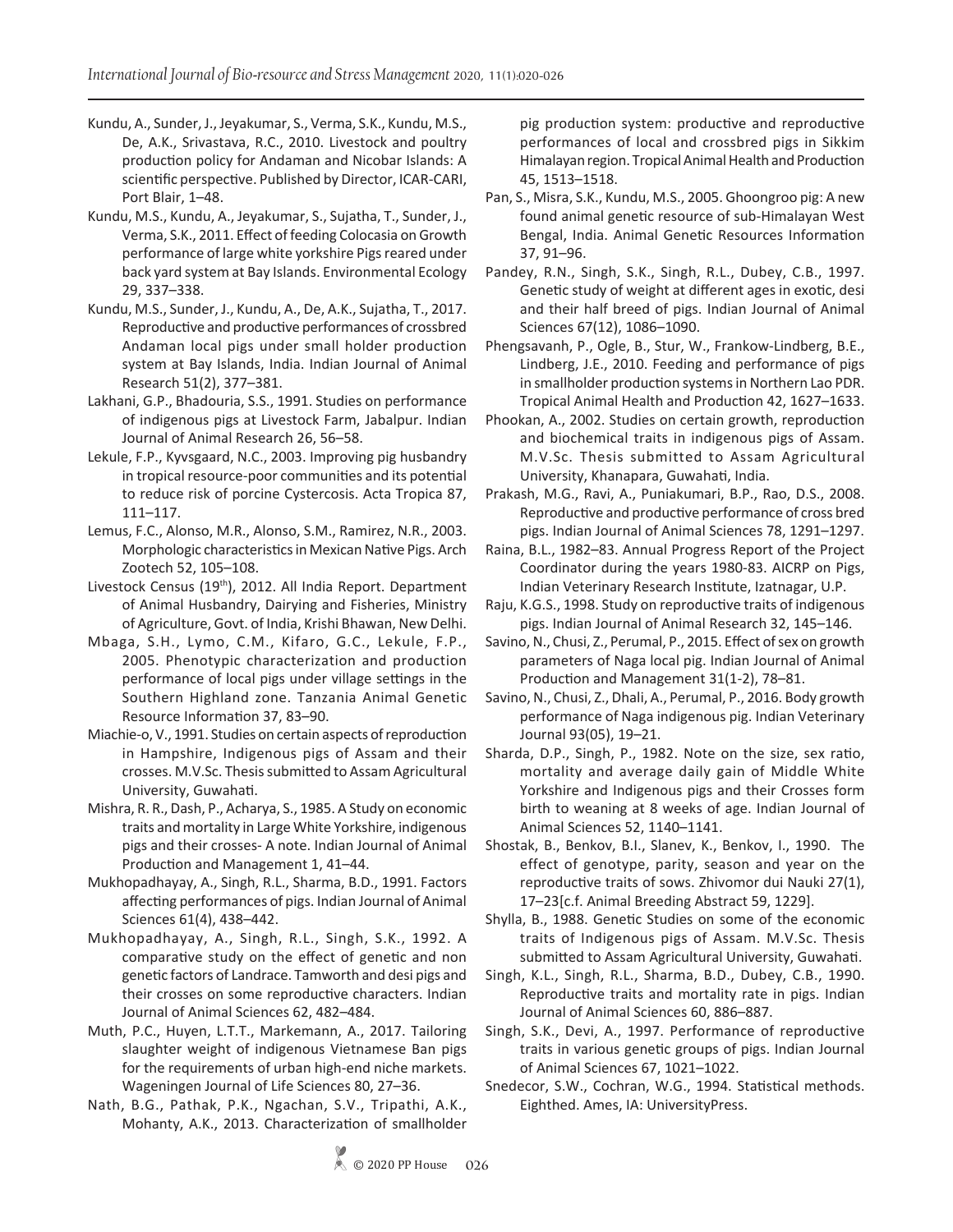Kundu, A., Sunder, J., Jeyakumar, S., Verma, S.K., Kundu, M.S., De, A.K., Srivastava, R.C., 2010. Livestock and poultry production policy for Andaman and Nicobar Islands: A scientific perspective. Published by Director, ICAR-CARI, Port Blair, 1–48.

Kundu, M.S., Kundu, A., Jeyakumar, S., Sujatha, T., Sunder, J., Verma, S.K., 2011. Effect of feeding Colocasia on Growth performance of large white yorkshire Pigs reared under back yard system at Bay Islands. Environmental Ecology 29, 337–338.

Kundu, M.S., Sunder, J., Kundu, A., De, A.K., Sujatha, T., 2017. Reproductive and productive performances of crossbred Andaman local pigs under small holder production system at Bay Islands, India. Indian Journal of Animal Research 51(2), 377–381.

Lakhani, G.P., Bhadouria, S.S., 1991. Studies on performance of indigenous pigs at Livestock Farm, Jabalpur. Indian Journal of Animal Research 26, 56–58.

Lekule, F.P., Kyvsgaard, N.C., 2003. Improving pig husbandry in tropical resource-poor communities and its potential to reduce risk of porcine Cystercosis. Acta Tropica 87, 111–117.

Lemus, F.C., Alonso, M.R., Alonso, S.M., Ramirez, N.R., 2003. Morphologic characteristics in Mexican Native Pigs. Arch Zootech 52, 105–108.

Livestock Census (19th), 2012. All India Report. Department of Animal Husbandry, Dairying and Fisheries, Ministry of Agriculture, Govt. of India, Krishi Bhawan, New Delhi.

Mbaga, S.H., Lymo, C.M., Kifaro, G.C., Lekule, F.P., 2005. Phenotypic characterization and production performance of local pigs under village settings in the Southern Highland zone. Tanzania Animal Genetic Resource Information 37, 83–90.

Miachie-o, V., 1991. Studies on certain aspects of reproduction in Hampshire, Indigenous pigs of Assam and their crosses. M.V.Sc. Thesis submitted to Assam Agricultural University, Guwahati.

Mishra, R. R., Dash, P., Acharya, S., 1985. A Study on economic traits and mortality in Large White Yorkshire, indigenous pigs and their crosses- A note. Indian Journal of Animal Production and Management 1, 41–44.

Mukhopadhayay, A., Singh, R.L., Sharma, B.D., 1991. Factors affecting performances of pigs. Indian Journal of Animal Sciences 61(4), 438–442.

Mukhopadhayay, A., Singh, R.L., Singh, S.K., 1992. A comparative study on the effect of genetic and non genetic factors of Landrace. Tamworth and desi pigs and their crosses on some reproductive characters. Indian Journal of Animal Sciences 62, 482–484.

Muth, P.C., Huyen, L.T.T., Markemann, A., 2017. Tailoring slaughter weight of indigenous Vietnamese Ban pigs for the requirements of urban high-end niche markets. Wageningen Journal of Life Sciences 80, 27–36.

Nath, B.G., Pathak, P.K., Ngachan, S.V., Tripathi, A.K., Mohanty, A.K., 2013. Characterization of smallholder pig production system: productive and reproductive performances of local and crossbred pigs in Sikkim Himalayan region. Tropical Animal Health and Production 45, 1513–1518.

Pan, S., Misra, S.K., Kundu, M.S., 2005. Ghoongroo pig: A new found animal genetic resource of sub-Himalayan West Bengal, India. Animal Genetic Resources Information 37, 91–96.

Pandey, R.N., Singh, S.K., Singh, R.L., Dubey, C.B., 1997. Genetic study of weight at different ages in exotic, desi and their half breed of pigs. Indian Journal of Animal Sciences 67(12), 1086–1090.

Phengsavanh, P., Ogle, B., Stur, W., Frankow-Lindberg, B.E., Lindberg, J.E., 2010. Feeding and performance of pigs in smallholder production systems in Northern Lao PDR. Tropical Animal Health and Production 42, 1627–1633.

Phookan, A., 2002. Studies on certain growth, reproduction and biochemical traits in indigenous pigs of Assam. M.V.Sc. Thesis submitted to Assam Agricultural University, Khanapara, Guwahati, India.

Prakash, M.G., Ravi, A., Puniakumari, B.P., Rao, D.S., 2008. Reproductive and productive performance of cross bred pigs. Indian Journal of Animal Sciences 78, 1291–1297.

Raina, B.L., 1982–83. Annual Progress Report of the Project Coordinator during the years 1980-83. AICRP on Pigs, Indian Veterinary Research Institute, Izatnagar, U.P.

Raju, K.G.S., 1998. Study on reproductive traits of indigenous pigs. Indian Journal of Animal Research 32, 145–146.

Savino, N., Chusi, Z., Perumal, P., 2015. Effect of sex on growth parameters of Naga local pig. Indian Journal of Animal Production and Management 31(1-2), 78–81.

Savino, N., Chusi, Z., Dhali, A., Perumal, P., 2016. Body growth performance of Naga indigenous pig. Indian Veterinary Journal 93(05), 19–21.

Sharda, D.P., Singh, P., 1982. Note on the size, sex ratio, mortality and average daily gain of Middle White Yorkshire and Indigenous pigs and their Crosses form birth to weaning at 8 weeks of age. Indian Journal of Animal Sciences 52, 1140–1141.

Shostak, B., Benkov, B.I., Slanev, K., Benkov, I., 1990. The effect of genotype, parity, season and year on the reproductive traits of sows. Zhivomor dui Nauki 27(1), 17–23[c.f. Animal Breeding Abstract 59, 1229].

Shylla, B., 1988. Genetic Studies on some of the economic traits of Indigenous pigs of Assam. M.V.Sc. Thesis submitted to Assam Agricultural University, Guwahati.

Singh, K.L., Singh, R.L., Sharma, B.D., Dubey, C.B., 1990. Reproductive traits and mortality rate in pigs. Indian Journal of Animal Sciences 60, 886–887.

Singh, S.K., Devi, A., 1997. Performance of reproductive traits in various genetic groups of pigs. Indian Journal of Animal Sciences 67, 1021–1022.

Snedecor, S.W., Cochran, W.G., 1994. Statistical methods. Eighthed. Ames, IA: UniversityPress.